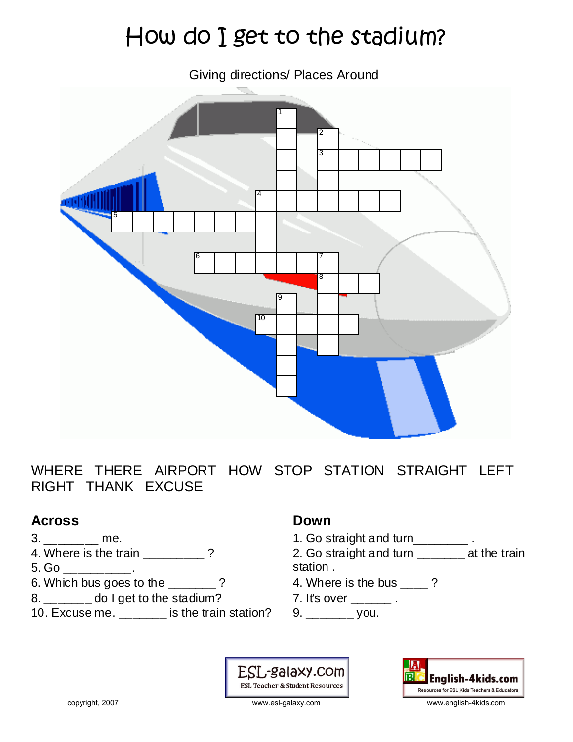# How do I get to the stadium?

Giving directions/ Places Around

WHERE THERE AIRPORT HOW STOP STATION STRAIGHT LEFT RIGHT THANK EXCUSE

## Across

3. ________ me.
4. Where is the train _________ ?
5. Go __________.
6. Which bus goes to the _______ ?
8. _______ do I get to the stadium?
10. Excuse me. _______ is the train station?

## Down

1. Go straight and turn________ .
2. Go straight and turn _______ at the train station .
4. Where is the bus ____ ?
7. It's over ______ .
9. _______ you.

copyright, 2007

www.esl-galaxy.com

www.english-4kids.com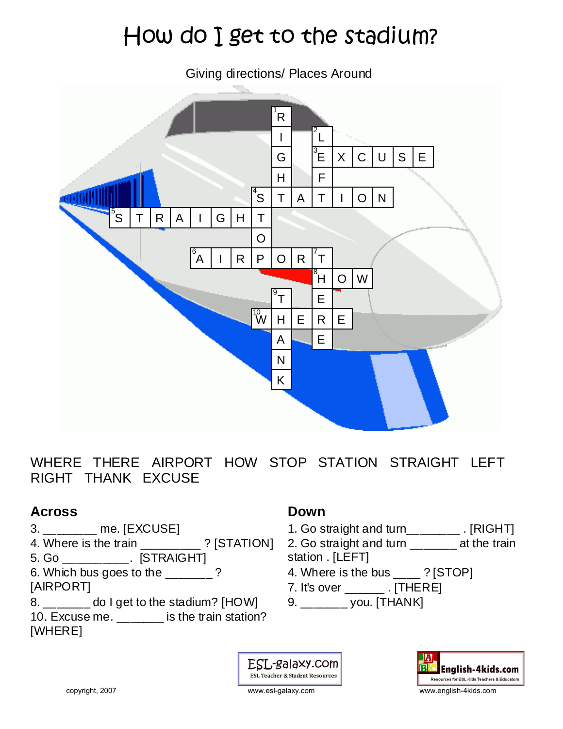# How do I get to the stadium?

Giving directions/ Places Around

WHERE THERE AIRPORT HOW STOP STATION STRAIGHT LEFT RIGHT THANK EXCUSE

## Across

3. ________ me. [EXCUSE]
4. Where is the train _________ ? [STATION]
5. Go __________.  [STRAIGHT]
6. Which bus goes to the _______ ? [AIRPORT]
8. _______ do I get to the stadium? [HOW]
10. Excuse me. _______ is the train station? [WHERE]

## Down

1. Go straight and turn________ . [RIGHT]
2. Go straight and turn _______ at the train station . [LEFT]
4. Where is the bus ____ ? [STOP]
7. It's over ______ . [THERE]
9. _______ you. [THANK]

copyright, 2007

www.esl-galaxy.com

www.english-4kids.com